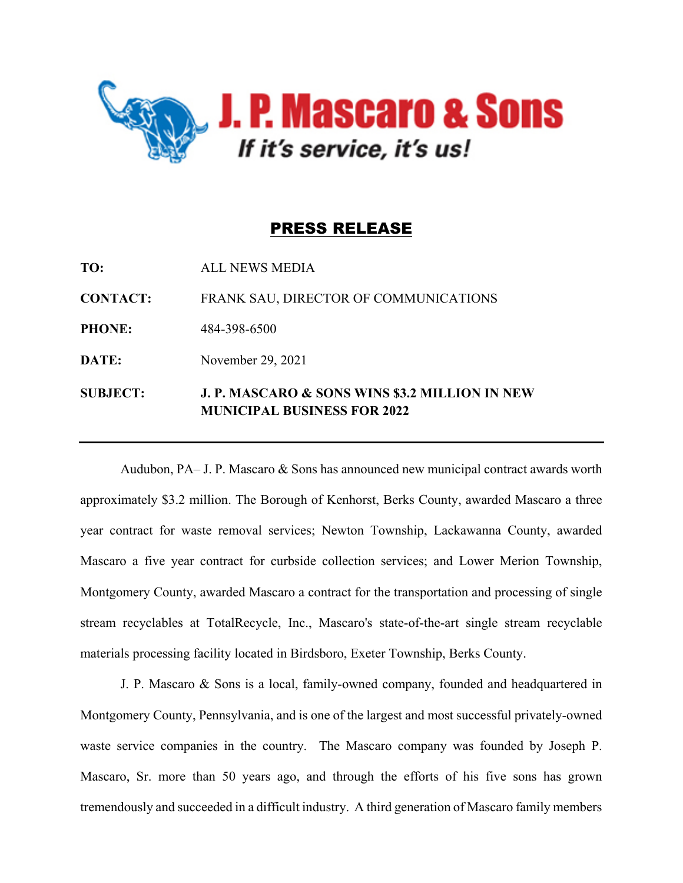# J. P. Mascaro & Sons

*If it's service, it's us!*

## PRESS RELEASE

**TO:** ALL NEWS MEDIA

**CONTACT:** FRANK SAU, DIRECTOR OF COMMUNICATIONS

**PHONE:** 484-398-6500

**DATE:** November 29, 2021

**SUBJECT:** **J. P. MASCARO & SONS WINS $3.2 MILLION IN NEW MUNICIPAL BUSINESS FOR 2022**

---

Audubon, PA– J. P. Mascaro & Sons has announced new municipal contract awards worth approximately $3.2 million. The Borough of Kenhorst, Berks County, awarded Mascaro a three year contract for waste removal services; Newton Township, Lackawanna County, awarded Mascaro a five year contract for curbside collection services; and Lower Merion Township, Montgomery County, awarded Mascaro a contract for the transportation and processing of single stream recyclables at TotalRecycle, Inc., Mascaro's state-of-the-art single stream recyclable materials processing facility located in Birdsboro, Exeter Township, Berks County.

J. P. Mascaro & Sons is a local, family-owned company, founded and headquartered in Montgomery County, Pennsylvania, and is one of the largest and most successful privately-owned waste service companies in the country. The Mascaro company was founded by Joseph P. Mascaro, Sr. more than 50 years ago, and through the efforts of his five sons has grown tremendously and succeeded in a difficult industry. A third generation of Mascaro family members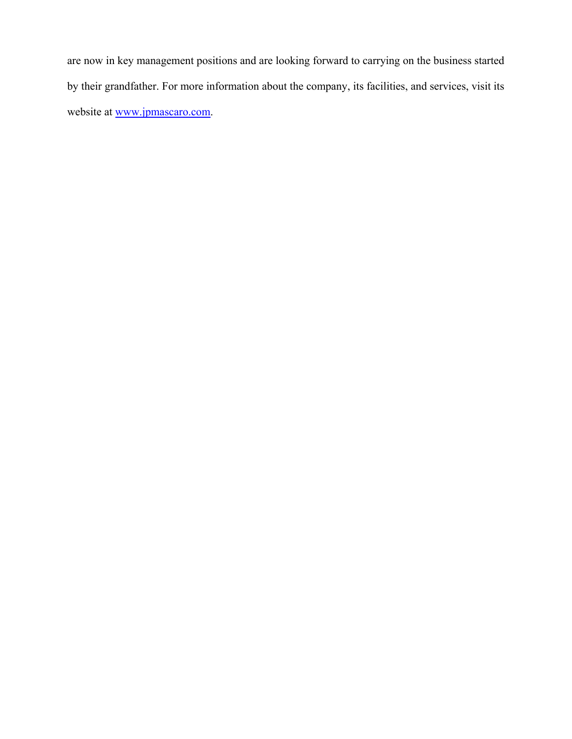are now in key management positions and are looking forward to carrying on the business started by their grandfather. For more information about the company, its facilities, and services, visit its website at [www.jpmascaro.com](http://www.jpmascaro.com).